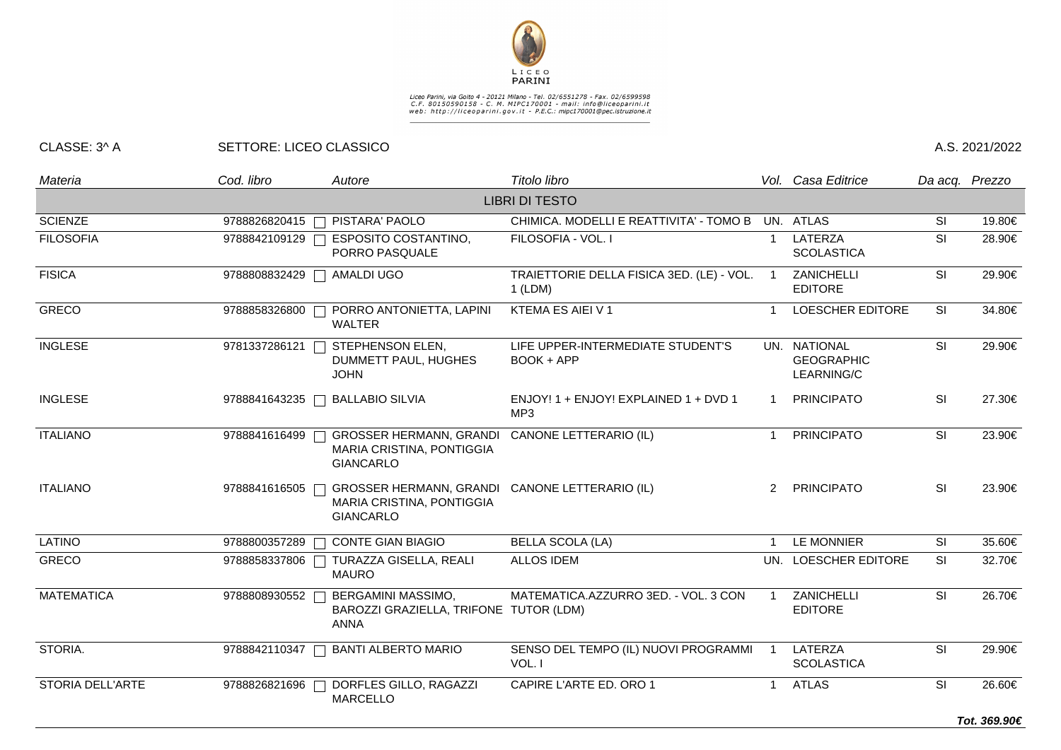LICEO PARINI

Liceo Parini, via Goito 4 - 20121 Milano - Tel. 02/6551278 - Fax. 02/6599598
C.F. 80150590158 - C. M. MIPC170001 - mail: info@liceoparini.it
web: http://liceoparini.gov.it - P.E.C.: mipc170001@pec.istruzione.it

CLASSE: 3^ A SETTORE: LICEO CLASSICO A.S. 2021/2022

| *Materia* | *Cod. libro* | *Autore* | *Titolo libro* | *Vol.* | *Casa Editrice* | *Da acq.* | *Prezzo* |
|---|---|---|---|---|---|---|---|
| | | | LIBRI DI TESTO | | | | |
| SCIENZE | 9788826820415 | PISTARA' PAOLO | CHIMICA. MODELLI E REATTIVITA' - TOMO B | UN. | ATLAS | SI | 19.80€ |
| FILOSOFIA | 9788842109129 | ESPOSITO COSTANTINO, PORRO PASQUALE | FILOSOFIA - VOL. I | 1 | LATERZA SCOLASTICA | SI | 28.90€ |
| FISICA | 9788808832429 | AMALDI UGO | TRAIETTORIE DELLA FISICA 3ED. (LE) - VOL. 1 (LDM) | 1 | ZANICHELLI EDITORE | SI | 29.90€ |
| GRECO | 9788858326800 | PORRO ANTONIETTA, LAPINI WALTER | KTEMA ES AIEI V 1 | 1 | LOESCHER EDITORE | SI | 34.80€ |
| INGLESE | 9781337286121 | STEPHENSON ELEN, DUMMETT PAUL, HUGHES JOHN | LIFE UPPER-INTERMEDIATE STUDENT'S BOOK + APP | UN. | NATIONAL GEOGRAPHIC LEARNING/C | SI | 29.90€ |
| INGLESE | 9788841643235 | BALLABIO SILVIA | ENJOY! 1 + ENJOY! EXPLAINED 1 + DVD 1 MP3 | 1 | PRINCIPATO | SI | 27.30€ |
| ITALIANO | 9788841616499 | GROSSER HERMANN, GRANDI MARIA CRISTINA, PONTIGGIA GIANCARLO | CANONE LETTERARIO (IL) | 1 | PRINCIPATO | SI | 23.90€ |
| ITALIANO | 9788841616505 | GROSSER HERMANN, GRANDI MARIA CRISTINA, PONTIGGIA GIANCARLO | CANONE LETTERARIO (IL) | 2 | PRINCIPATO | SI | 23.90€ |
| LATINO | 9788800357289 | CONTE GIAN BIAGIO | BELLA SCOLA (LA) | 1 | LE MONNIER | SI | 35.60€ |
| GRECO | 9788858337806 | TURAZZA GISELLA, REALI MAURO | ALLOS IDEM | UN. | LOESCHER EDITORE | SI | 32.70€ |
| MATEMATICA | 9788808930552 | BERGAMINI MASSIMO, BAROZZI GRAZIELLA, TRIFONE ANNA | MATEMATICA.AZZURRO 3ED. - VOL. 3 CON TUTOR (LDM) | 1 | ZANICHELLI EDITORE | SI | 26.70€ |
| STORIA. | 9788842110347 | BANTI ALBERTO MARIO | SENSO DEL TEMPO (IL) NUOVI PROGRAMMI VOL. I | 1 | LATERZA SCOLASTICA | SI | 29.90€ |
| STORIA DELL'ARTE | 9788826821696 | DORFLES GILLO, RAGAZZI MARCELLO | CAPIRE L'ARTE ED. ORO 1 | 1 | ATLAS | SI | 26.60€ |

***Tot. 369.90€***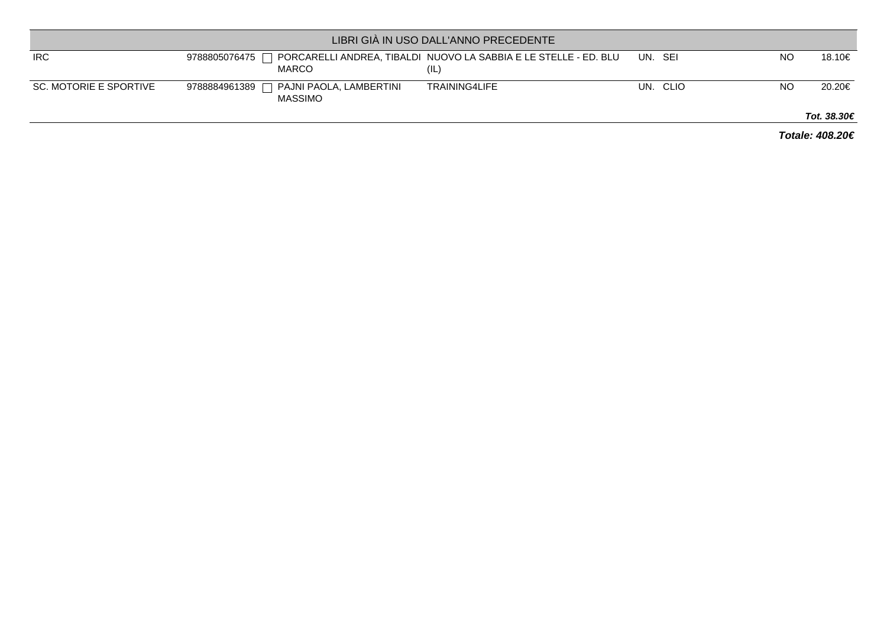| LIBRI GIÀ IN USO DALL'ANNO PRECEDENTE | | | | | | | | |
|---|---|---|---|---|---|---|---|---|
| IRC | 9788805076475 | ☐ | PORCARELLI ANDREA, TIBALDI MARCO | NUOVO LA SABBIA E LE STELLE - ED. BLU (IL) | UN. | SEI | NO | 18.10€ |
| SC. MOTORIE E SPORTIVE | 9788884961389 | ☐ | PAJNI PAOLA, LAMBERTINI MASSIMO | TRAINING4LIFE | UN. | CLIO | NO | 20.20€ |
| | | | | | | | | ***Tot. 38.30€*** |

***Totale: 408.20€***